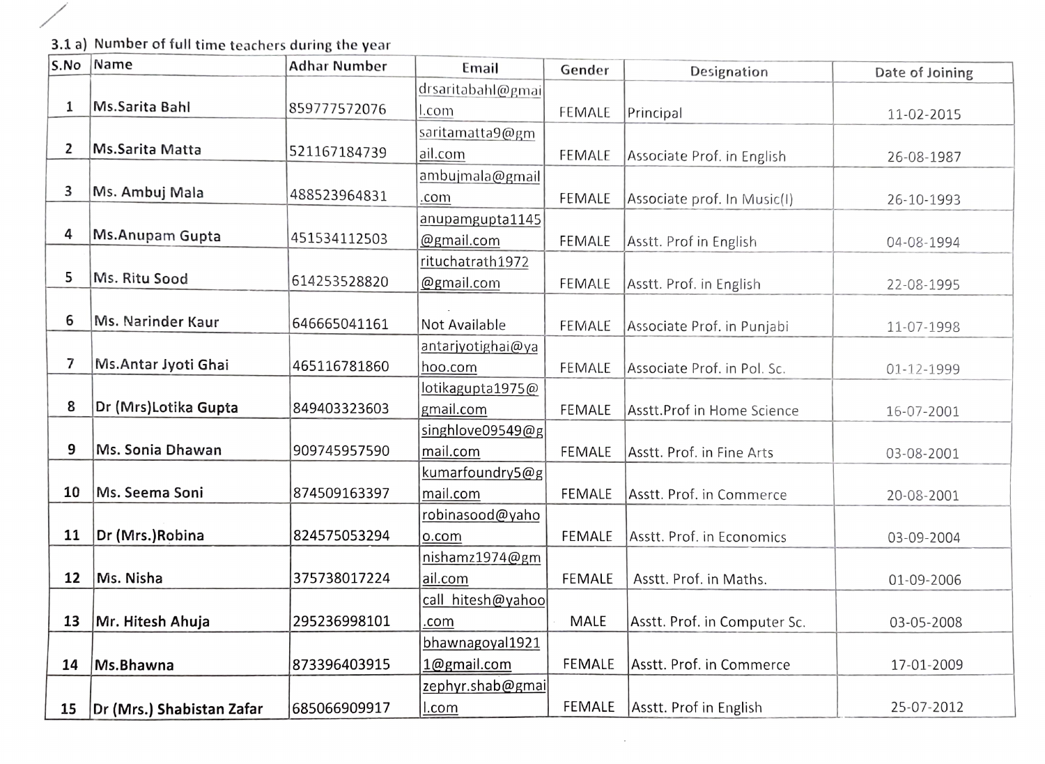3.1 a) Number of full time teachers during the year

| S.No | Name | Adhar Number | Email | Gender | Designation | Date of Joining |
|---|---|---|---|---|---|---|
| 1 | Ms.Sarita Bahl | 859777572076 | drsaritabahl@gmail.com | FEMALE | Principal | 11-02-2015 |
| 2 | Ms.Sarita Matta | 521167184739 | saritamatta9@gmail.com | FEMALE | Associate Prof. in English | 26-08-1987 |
| 3 | Ms. Ambuj Mala | 488523964831 | ambujmala@gmail.com | FEMALE | Associate prof. In Music(I) | 26-10-1993 |
| 4 | Ms.Anupam Gupta | 451534112503 | anupamgupta1145@gmail.com | FEMALE | Asstt. Prof in English | 04-08-1994 |
| 5 | Ms. Ritu Sood | 614253528820 | rituchatrath1972@gmail.com | FEMALE | Asstt. Prof. in English | 22-08-1995 |
| 6 | Ms. Narinder Kaur | 646665041161 | Not Available | FEMALE | Associate Prof. in Punjabi | 11-07-1998 |
| 7 | Ms.Antar Jyoti Ghai | 465116781860 | antarjyotighai@yahoo.com | FEMALE | Associate Prof. in Pol. Sc. | 01-12-1999 |
| 8 | Dr (Mrs)Lotika Gupta | 849403323603 | lotikagupta1975@gmail.com | FEMALE | Asstt.Prof in Home Science | 16-07-2001 |
| 9 | Ms. Sonia Dhawan | 909745957590 | singhlove09549@gmail.com | FEMALE | Asstt. Prof. in Fine Arts | 03-08-2001 |
| 10 | Ms. Seema Soni | 874509163397 | kumarfoundry5@gmail.com | FEMALE | Asstt. Prof. in Commerce | 20-08-2001 |
| 11 | Dr (Mrs.)Robina | 824575053294 | robinasood@yahoo.com | FEMALE | Asstt. Prof. in Economics | 03-09-2004 |
| 12 | Ms. Nisha | 375738017224 | nishamz1974@gmail.com | FEMALE | Asstt. Prof. in Maths. | 01-09-2006 |
| 13 | Mr. Hitesh Ahuja | 295236998101 | call_hitesh@yahoo.com | MALE | Asstt. Prof. in Computer Sc. | 03-05-2008 |
| 14 | Ms.Bhawna | 873396403915 | bhawnagoyal19211@gmail.com | FEMALE | Asstt. Prof. in Commerce | 17-01-2009 |
| 15 | Dr (Mrs.) Shabistan Zafar | 685066909917 | zephyr.shab@gmail.com | FEMALE | Asstt. Prof in English | 25-07-2012 |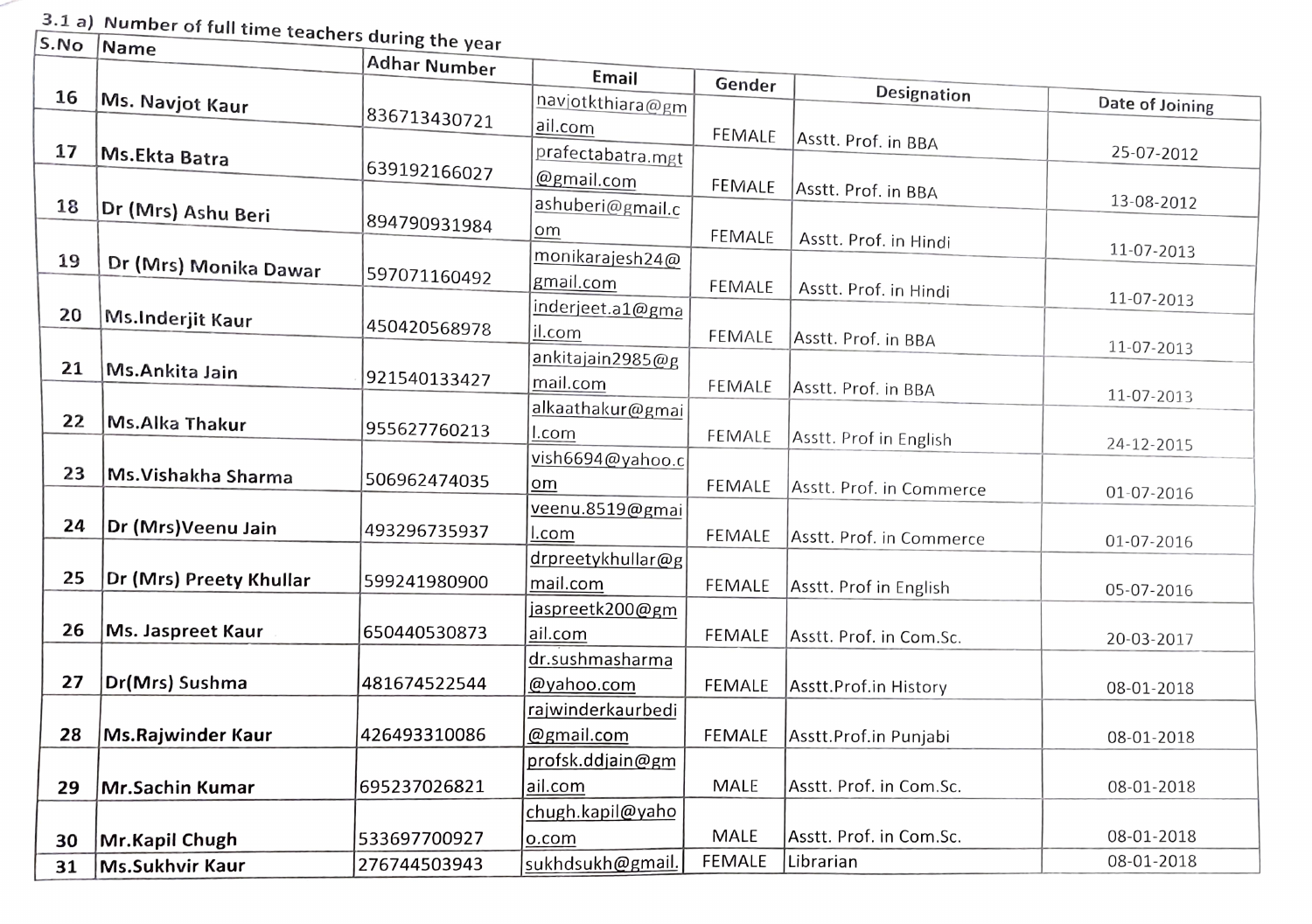3.1 a) Number of full time teachers during the year

| S.No | Name | Adhar Number | Email | Gender | Designation | Date of Joining |
|---|---|---|---|---|---|---|
| 16 | Ms. Navjot Kaur | 836713430721 | navjotkthiara@gmail.com | FEMALE | Asstt. Prof. in BBA | 25-07-2012 |
| 17 | Ms.Ekta Batra | 639192166027 | prafectabatra.mgt@gmail.com | FEMALE | Asstt. Prof. in BBA | 13-08-2012 |
| 18 | Dr (Mrs) Ashu Beri | 894790931984 | ashuberi@gmail.com | FEMALE | Asstt. Prof. in Hindi | 11-07-2013 |
| 19 | Dr (Mrs) Monika Dawar | 597071160492 | monikarajesh24@gmail.com | FEMALE | Asstt. Prof. in Hindi | 11-07-2013 |
| 20 | Ms.Inderjit Kaur | 450420568978 | inderjeet.a1@gmail.com | FEMALE | Asstt. Prof. in BBA | 11-07-2013 |
| 21 | Ms.Ankita Jain | 921540133427 | ankitajain2985@gmail.com | FEMALE | Asstt. Prof. in BBA | 11-07-2013 |
| 22 | Ms.Alka Thakur | 955627760213 | alkaathakur@gmail.com | FEMALE | Asstt. Prof in English | 24-12-2015 |
| 23 | Ms.Vishakha Sharma | 506962474035 | vish6694@yahoo.com | FEMALE | Asstt. Prof. in Commerce | 01-07-2016 |
| 24 | Dr (Mrs)Veenu Jain | 493296735937 | veenu.8519@gmail.com | FEMALE | Asstt. Prof. in Commerce | 01-07-2016 |
| 25 | Dr (Mrs) Preety Khullar | 599241980900 | drpreetykhullar@gmail.com | FEMALE | Asstt. Prof in English | 05-07-2016 |
| 26 | Ms. Jaspreet Kaur | 650440530873 | jaspreetk200@gmail.com | FEMALE | Asstt. Prof. in Com.Sc. | 20-03-2017 |
| 27 | Dr(Mrs) Sushma | 481674522544 | dr.sushmasharma@yahoo.com | FEMALE | Asstt.Prof.in History | 08-01-2018 |
| 28 | Ms.Rajwinder Kaur | 426493310086 | rajwinderkaurbedi@gmail.com | FEMALE | Asstt.Prof.in Punjabi | 08-01-2018 |
| 29 | Mr.Sachin Kumar | 695237026821 | profsk.ddjain@gmail.com | MALE | Asstt. Prof. in Com.Sc. | 08-01-2018 |
| 30 | Mr.Kapil Chugh | 533697700927 | chugh.kapil@yahoo.com | MALE | Asstt. Prof. in Com.Sc. | 08-01-2018 |
| 31 | Ms.Sukhvir Kaur | 276744503943 | sukhdsukh@gmail. | FEMALE | Librarian | 08-01-2018 |